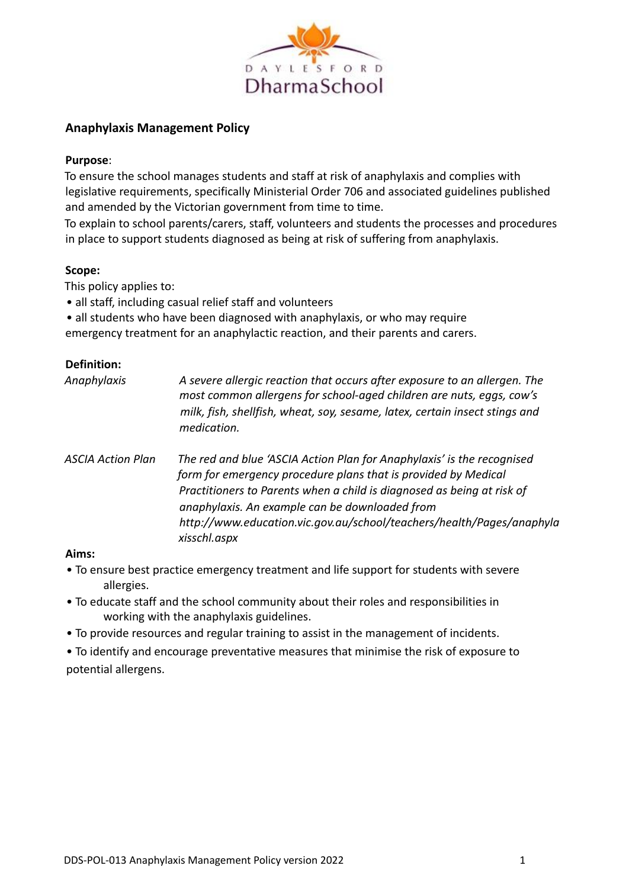DAYLESFORD DharmaSchool

## Anaphylaxis Management Policy

**Purpose**:

To ensure the school manages students and staff at risk of anaphylaxis and complies with legislative requirements, specifically Ministerial Order 706 and associated guidelines published and amended by the Victorian government from time to time.

To explain to school parents/carers, staff, volunteers and students the processes and procedures in place to support students diagnosed as being at risk of suffering from anaphylaxis.

**Scope:**

This policy applies to:

- all staff, including casual relief staff and volunteers
- all students who have been diagnosed with anaphylaxis, or who may require emergency treatment for an anaphylactic reaction, and their parents and carers.

**Definition:**

| | |
|---|---|
| *Anaphylaxis* | *A severe allergic reaction that occurs after exposure to an allergen. The most common allergens for school-aged children are nuts, eggs, cow's milk, fish, shellfish, wheat, soy, sesame, latex, certain insect stings and medication.* |
| *ASCIA Action Plan* | *The red and blue 'ASCIA Action Plan for Anaphylaxis' is the recognised form for emergency procedure plans that is provided by Medical Practitioners to Parents when a child is diagnosed as being at risk of anaphylaxis. An example can be downloaded from http://www.education.vic.gov.au/school/teachers/health/Pages/anaphylaxisschl.aspx* |

**Aims:**

- To ensure best practice emergency treatment and life support for students with severe allergies.
- To educate staff and the school community about their roles and responsibilities in working with the anaphylaxis guidelines.
- To provide resources and regular training to assist in the management of incidents.
- To identify and encourage preventative measures that minimise the risk of exposure to potential allergens.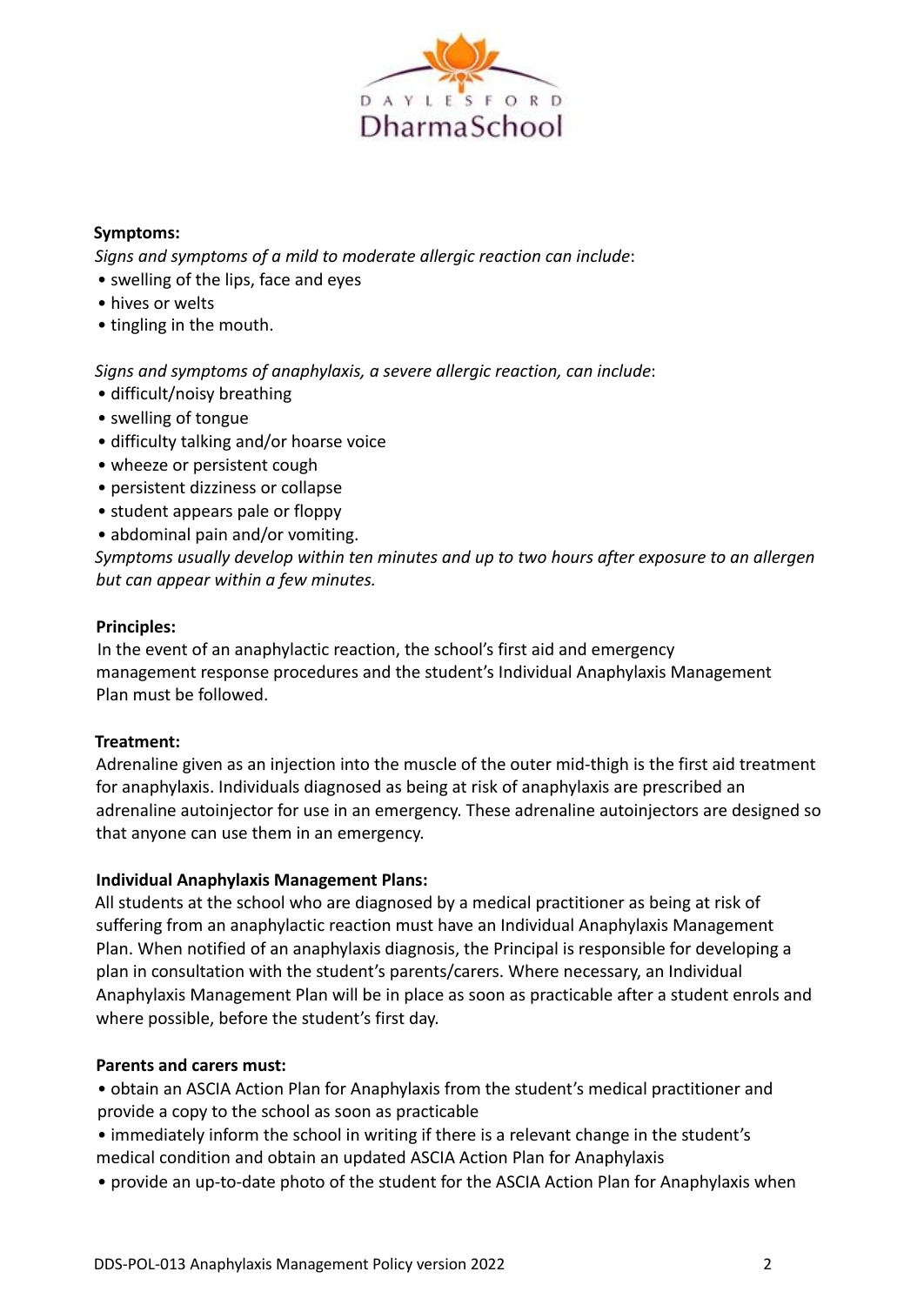**Symptoms:**

*Signs and symptoms of a mild to moderate allergic reaction can include*:

- swelling of the lips, face and eyes
- hives or welts
- tingling in the mouth.

*Signs and symptoms of anaphylaxis, a severe allergic reaction, can include*:

- difficult/noisy breathing
- swelling of tongue
- difficulty talking and/or hoarse voice
- wheeze or persistent cough
- persistent dizziness or collapse
- student appears pale or floppy
- abdominal pain and/or vomiting.

*Symptoms usually develop within ten minutes and up to two hours after exposure to an allergen but can appear within a few minutes.*

**Principles:**

In the event of an anaphylactic reaction, the school's first aid and emergency management response procedures and the student's Individual Anaphylaxis Management Plan must be followed.

**Treatment:**

Adrenaline given as an injection into the muscle of the outer mid-thigh is the first aid treatment for anaphylaxis. Individuals diagnosed as being at risk of anaphylaxis are prescribed an adrenaline autoinjector for use in an emergency. These adrenaline autoinjectors are designed so that anyone can use them in an emergency.

**Individual Anaphylaxis Management Plans:**

All students at the school who are diagnosed by a medical practitioner as being at risk of suffering from an anaphylactic reaction must have an Individual Anaphylaxis Management Plan. When notified of an anaphylaxis diagnosis, the Principal is responsible for developing a plan in consultation with the student's parents/carers. Where necessary, an Individual Anaphylaxis Management Plan will be in place as soon as practicable after a student enrols and where possible, before the student's first day.

**Parents and carers must:**

- obtain an ASCIA Action Plan for Anaphylaxis from the student's medical practitioner and provide a copy to the school as soon as practicable
- immediately inform the school in writing if there is a relevant change in the student's medical condition and obtain an updated ASCIA Action Plan for Anaphylaxis
- provide an up-to-date photo of the student for the ASCIA Action Plan for Anaphylaxis when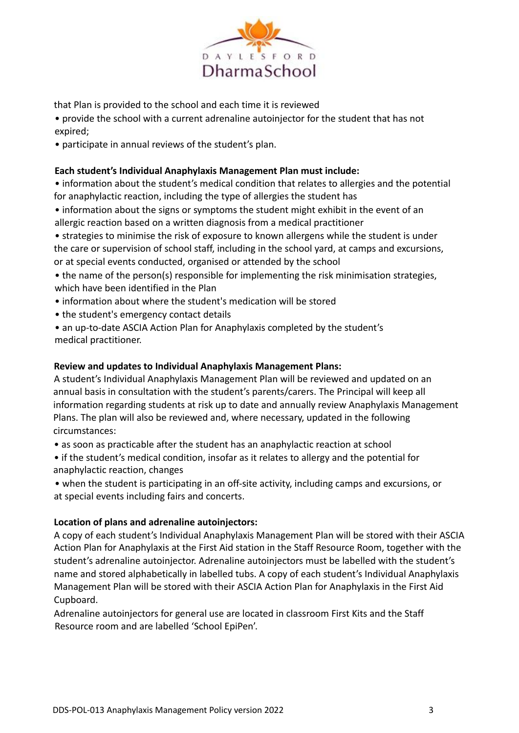that Plan is provided to the school and each time it is reviewed

- provide the school with a current adrenaline autoinjector for the student that has not expired;
- participate in annual reviews of the student's plan.

**Each student's Individual Anaphylaxis Management Plan must include:**

- information about the student's medical condition that relates to allergies and the potential for anaphylactic reaction, including the type of allergies the student has
- information about the signs or symptoms the student might exhibit in the event of an allergic reaction based on a written diagnosis from a medical practitioner
- strategies to minimise the risk of exposure to known allergens while the student is under the care or supervision of school staff, including in the school yard, at camps and excursions, or at special events conducted, organised or attended by the school
- the name of the person(s) responsible for implementing the risk minimisation strategies, which have been identified in the Plan
- information about where the student's medication will be stored
- the student's emergency contact details
- an up-to-date ASCIA Action Plan for Anaphylaxis completed by the student's medical practitioner.

**Review and updates to Individual Anaphylaxis Management Plans:**

A student's Individual Anaphylaxis Management Plan will be reviewed and updated on an annual basis in consultation with the student's parents/carers. The Principal will keep all information regarding students at risk up to date and annually review Anaphylaxis Management Plans. The plan will also be reviewed and, where necessary, updated in the following circumstances:

- as soon as practicable after the student has an anaphylactic reaction at school
- if the student's medical condition, insofar as it relates to allergy and the potential for anaphylactic reaction, changes
- when the student is participating in an off-site activity, including camps and excursions, or at special events including fairs and concerts.

**Location of plans and adrenaline autoinjectors:**

A copy of each student's Individual Anaphylaxis Management Plan will be stored with their ASCIA Action Plan for Anaphylaxis at the First Aid station in the Staff Resource Room, together with the student's adrenaline autoinjector. Adrenaline autoinjectors must be labelled with the student's name and stored alphabetically in labelled tubs. A copy of each student's Individual Anaphylaxis Management Plan will be stored with their ASCIA Action Plan for Anaphylaxis in the First Aid Cupboard.

Adrenaline autoinjectors for general use are located in classroom First Kits and the Staff Resource room and are labelled 'School EpiPen'.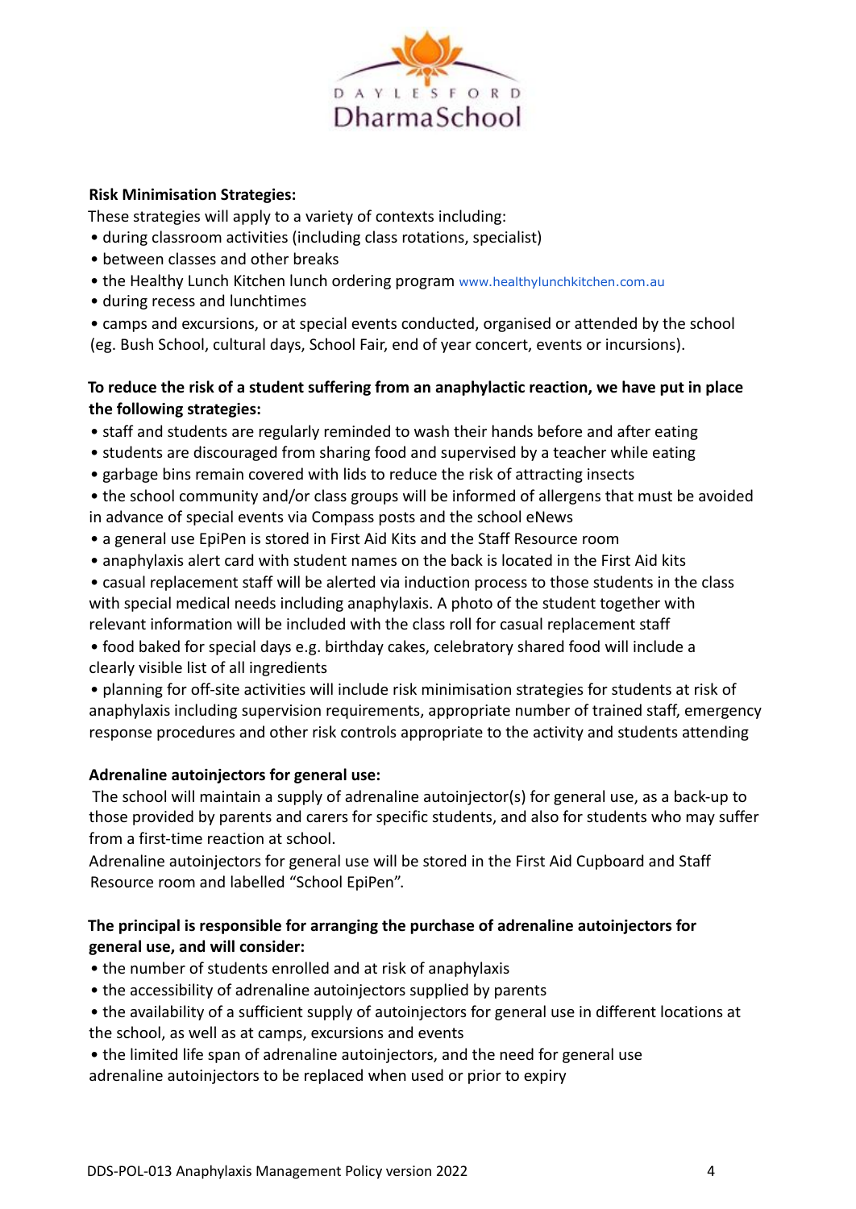**Risk Minimisation Strategies:**

These strategies will apply to a variety of contexts including:

- during classroom activities (including class rotations, specialist)
- between classes and other breaks
- the Healthy Lunch Kitchen lunch ordering program www.healthylunchkitchen.com.au
- during recess and lunchtimes
- camps and excursions, or at special events conducted, organised or attended by the school (eg. Bush School, cultural days, School Fair, end of year concert, events or incursions).

**To reduce the risk of a student suffering from an anaphylactic reaction, we have put in place the following strategies:**

- staff and students are regularly reminded to wash their hands before and after eating
- students are discouraged from sharing food and supervised by a teacher while eating
- garbage bins remain covered with lids to reduce the risk of attracting insects
- the school community and/or class groups will be informed of allergens that must be avoided in advance of special events via Compass posts and the school eNews
- a general use EpiPen is stored in First Aid Kits and the Staff Resource room
- anaphylaxis alert card with student names on the back is located in the First Aid kits
- casual replacement staff will be alerted via induction process to those students in the class with special medical needs including anaphylaxis. A photo of the student together with relevant information will be included with the class roll for casual replacement staff
- food baked for special days e.g. birthday cakes, celebratory shared food will include a clearly visible list of all ingredients
- planning for off-site activities will include risk minimisation strategies for students at risk of anaphylaxis including supervision requirements, appropriate number of trained staff, emergency response procedures and other risk controls appropriate to the activity and students attending

**Adrenaline autoinjectors for general use:**

The school will maintain a supply of adrenaline autoinjector(s) for general use, as a back-up to those provided by parents and carers for specific students, and also for students who may suffer from a first-time reaction at school.

Adrenaline autoinjectors for general use will be stored in the First Aid Cupboard and Staff Resource room and labelled "School EpiPen".

**The principal is responsible for arranging the purchase of adrenaline autoinjectors for general use, and will consider:**

- the number of students enrolled and at risk of anaphylaxis
- the accessibility of adrenaline autoinjectors supplied by parents
- the availability of a sufficient supply of autoinjectors for general use in different locations at the school, as well as at camps, excursions and events
- the limited life span of adrenaline autoinjectors, and the need for general use adrenaline autoinjectors to be replaced when used or prior to expiry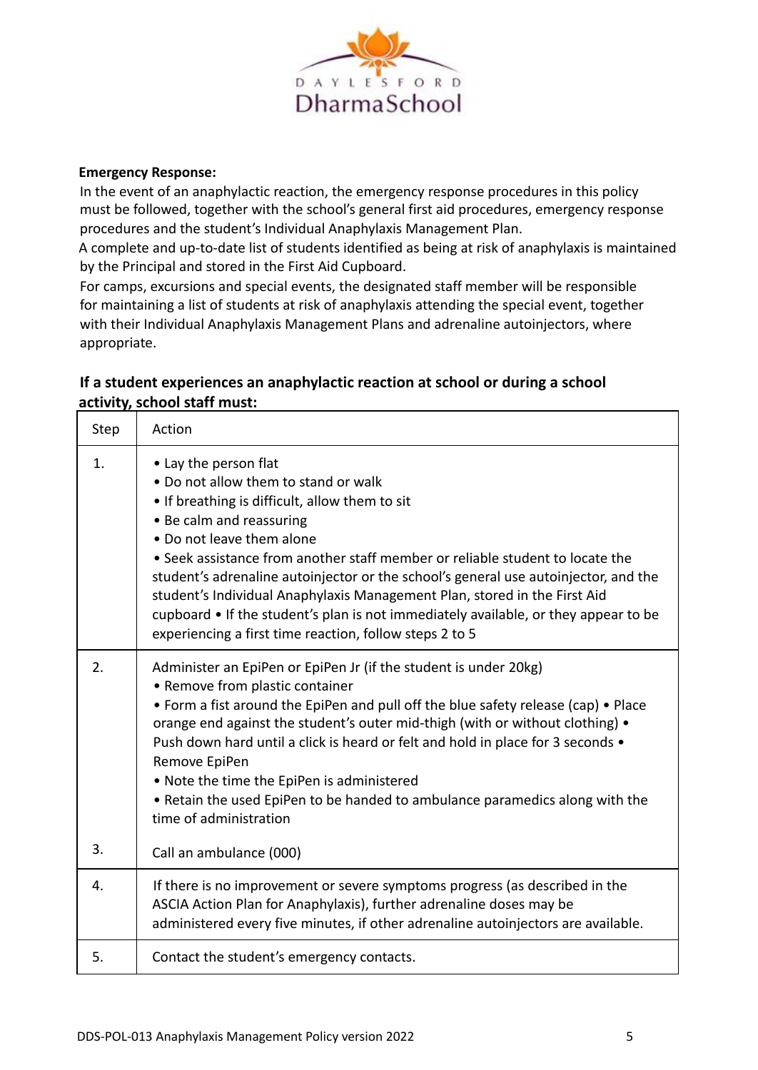**Emergency Response:**

In the event of an anaphylactic reaction, the emergency response procedures in this policy must be followed, together with the school's general first aid procedures, emergency response procedures and the student's Individual Anaphylaxis Management Plan.

A complete and up-to-date list of students identified as being at risk of anaphylaxis is maintained by the Principal and stored in the First Aid Cupboard.

For camps, excursions and special events, the designated staff member will be responsible for maintaining a list of students at risk of anaphylaxis attending the special event, together with their Individual Anaphylaxis Management Plans and adrenaline autoinjectors, where appropriate.

### If a student experiences an anaphylactic reaction at school or during a school activity, school staff must:

| Step | Action |
|---|---|
| 1. | • Lay the person flat<br>• Do not allow them to stand or walk<br>• If breathing is difficult, allow them to sit<br>• Be calm and reassuring<br>• Do not leave them alone<br>• Seek assistance from another staff member or reliable student to locate the student's adrenaline autoinjector or the school's general use autoinjector, and the student's Individual Anaphylaxis Management Plan, stored in the First Aid cupboard • If the student's plan is not immediately available, or they appear to be experiencing a first time reaction, follow steps 2 to 5 |
| 2. | Administer an EpiPen or EpiPen Jr (if the student is under 20kg)<br>• Remove from plastic container<br>• Form a fist around the EpiPen and pull off the blue safety release (cap) • Place orange end against the student's outer mid-thigh (with or without clothing) • Push down hard until a click is heard or felt and hold in place for 3 seconds • Remove EpiPen<br>• Note the time the EpiPen is administered<br>• Retain the used EpiPen to be handed to ambulance paramedics along with the time of administration |
| 3. | Call an ambulance (000) |
| 4. | If there is no improvement or severe symptoms progress (as described in the ASCIA Action Plan for Anaphylaxis), further adrenaline doses may be administered every five minutes, if other adrenaline autoinjectors are available. |
| 5. | Contact the student's emergency contacts. |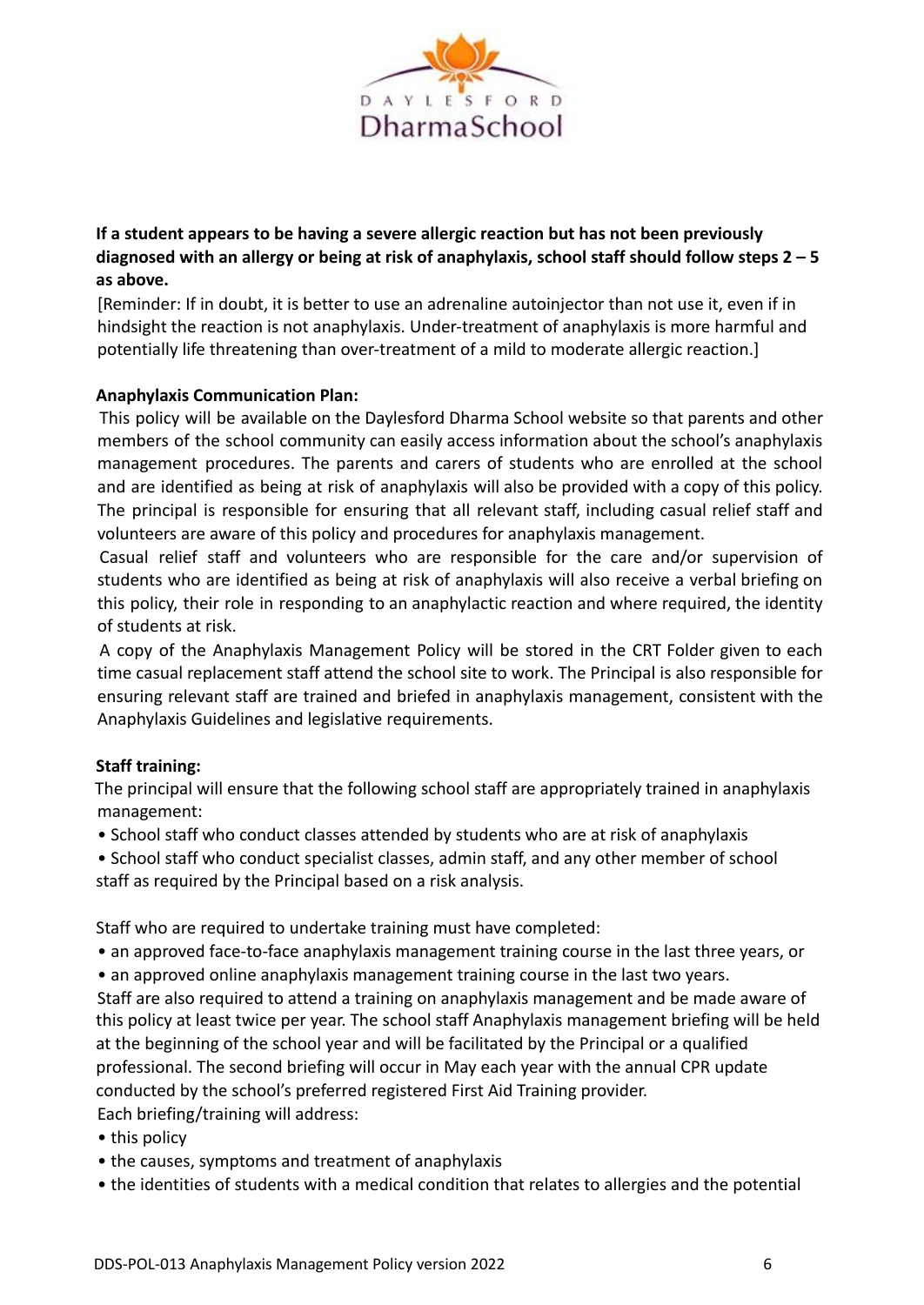**If a student appears to be having a severe allergic reaction but has not been previously diagnosed with an allergy or being at risk of anaphylaxis, school staff should follow steps 2 – 5 as above.**

[Reminder: If in doubt, it is better to use an adrenaline autoinjector than not use it, even if in hindsight the reaction is not anaphylaxis. Under-treatment of anaphylaxis is more harmful and potentially life threatening than over-treatment of a mild to moderate allergic reaction.]

**Anaphylaxis Communication Plan:**

This policy will be available on the Daylesford Dharma School website so that parents and other members of the school community can easily access information about the school's anaphylaxis management procedures. The parents and carers of students who are enrolled at the school and are identified as being at risk of anaphylaxis will also be provided with a copy of this policy. The principal is responsible for ensuring that all relevant staff, including casual relief staff and volunteers are aware of this policy and procedures for anaphylaxis management.

Casual relief staff and volunteers who are responsible for the care and/or supervision of students who are identified as being at risk of anaphylaxis will also receive a verbal briefing on this policy, their role in responding to an anaphylactic reaction and where required, the identity of students at risk.

A copy of the Anaphylaxis Management Policy will be stored in the CRT Folder given to each time casual replacement staff attend the school site to work. The Principal is also responsible for ensuring relevant staff are trained and briefed in anaphylaxis management, consistent with the Anaphylaxis Guidelines and legislative requirements.

**Staff training:**

The principal will ensure that the following school staff are appropriately trained in anaphylaxis management:

- School staff who conduct classes attended by students who are at risk of anaphylaxis
- School staff who conduct specialist classes, admin staff, and any other member of school staff as required by the Principal based on a risk analysis.

Staff who are required to undertake training must have completed:

- an approved face-to-face anaphylaxis management training course in the last three years, or
- an approved online anaphylaxis management training course in the last two years.

Staff are also required to attend a training on anaphylaxis management and be made aware of this policy at least twice per year. The school staff Anaphylaxis management briefing will be held at the beginning of the school year and will be facilitated by the Principal or a qualified professional. The second briefing will occur in May each year with the annual CPR update conducted by the school's preferred registered First Aid Training provider.

Each briefing/training will address:

- this policy
- the causes, symptoms and treatment of anaphylaxis
- the identities of students with a medical condition that relates to allergies and the potential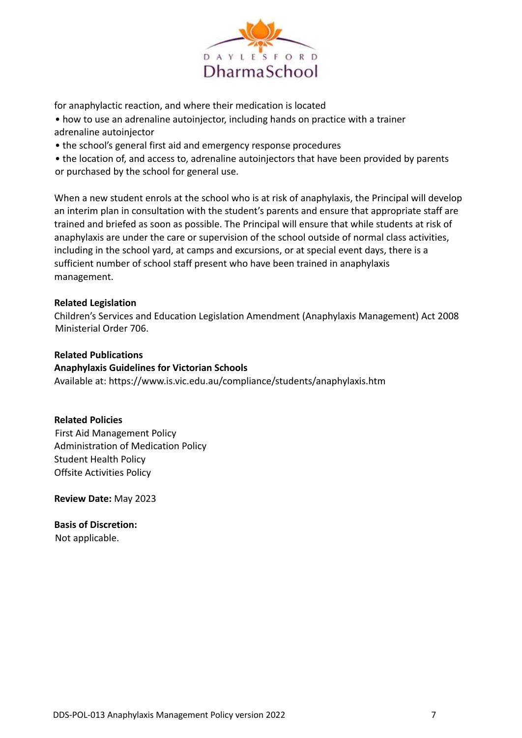for anaphylactic reaction, and where their medication is located

- how to use an adrenaline autoinjector, including hands on practice with a trainer adrenaline autoinjector
- the school's general first aid and emergency response procedures
- the location of, and access to, adrenaline autoinjectors that have been provided by parents or purchased by the school for general use.

When a new student enrols at the school who is at risk of anaphylaxis, the Principal will develop an interim plan in consultation with the student's parents and ensure that appropriate staff are trained and briefed as soon as possible. The Principal will ensure that while students at risk of anaphylaxis are under the care or supervision of the school outside of normal class activities, including in the school yard, at camps and excursions, or at special event days, there is a sufficient number of school staff present who have been trained in anaphylaxis management.

**Related Legislation**

Children's Services and Education Legislation Amendment (Anaphylaxis Management) Act 2008 Ministerial Order 706.

**Related Publications**

**Anaphylaxis Guidelines for Victorian Schools**

Available at: https://www.is.vic.edu.au/compliance/students/anaphylaxis.htm

**Related Policies**

First Aid Management Policy
Administration of Medication Policy
Student Health Policy
Offsite Activities Policy

**Review Date:** May 2023

**Basis of Discretion:**

Not applicable.